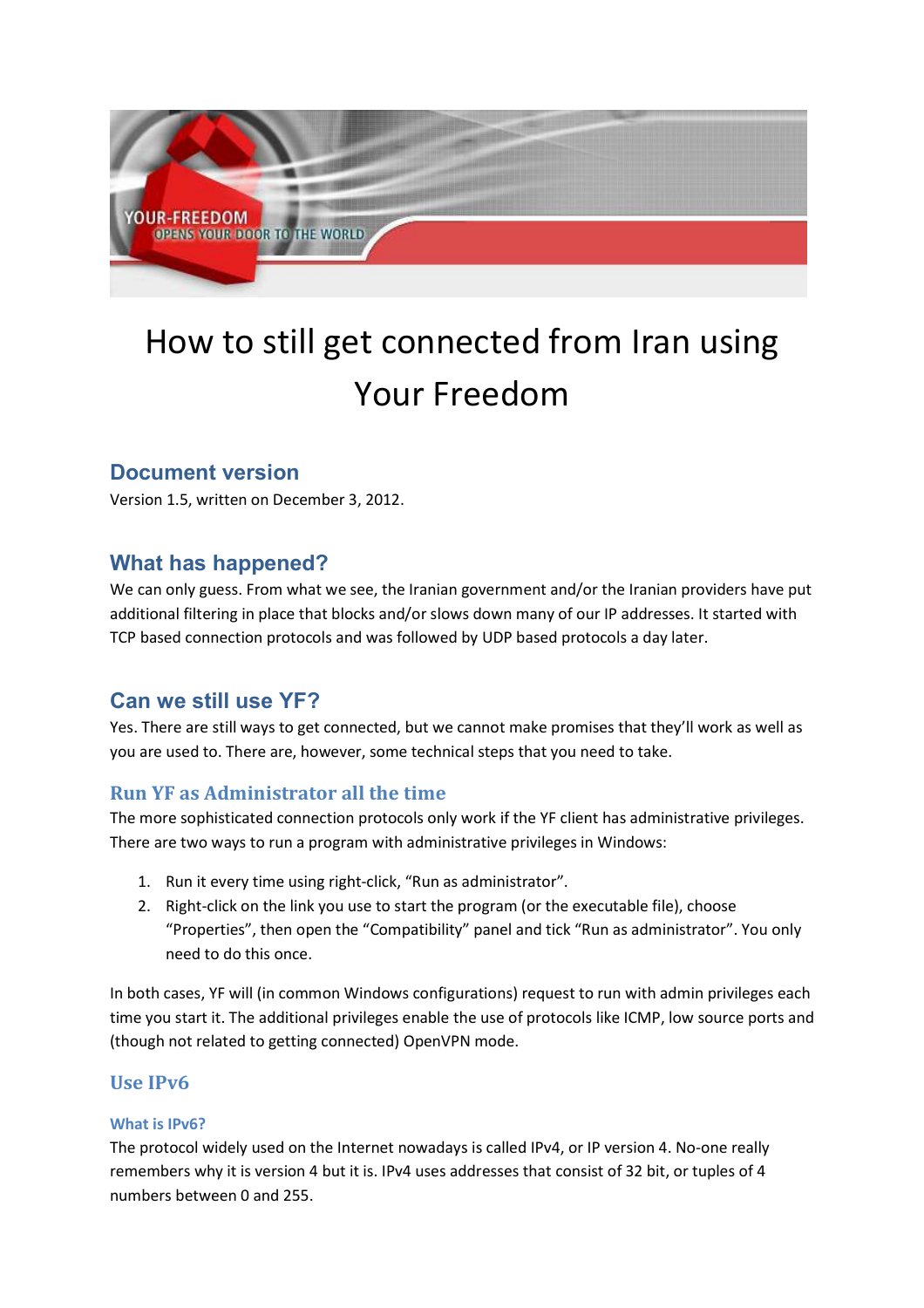# How to still get connected from Iran using Your Freedom

## Document version

Version 1.5, written on December 3, 2012.

## What has happened?

We can only guess. From what we see, the Iranian government and/or the Iranian providers have put additional filtering in place that blocks and/or slows down many of our IP addresses. It started with TCP based connection protocols and was followed by UDP based protocols a day later.

## Can we still use YF?

Yes. There are still ways to get connected, but we cannot make promises that they'll work as well as you are used to. There are, however, some technical steps that you need to take.

### Run YF as Administrator all the time

The more sophisticated connection protocols only work if the YF client has administrative privileges. There are two ways to run a program with administrative privileges in Windows:

1. Run it every time using right-click, "Run as administrator".
2. Right-click on the link you use to start the program (or the executable file), choose "Properties", then open the "Compatibility" panel and tick "Run as administrator". You only need to do this once.

In both cases, YF will (in common Windows configurations) request to run with admin privileges each time you start it. The additional privileges enable the use of protocols like ICMP, low source ports and (though not related to getting connected) OpenVPN mode.

### Use IPv6

#### What is IPv6?

The protocol widely used on the Internet nowadays is called IPv4, or IP version 4. No-one really remembers why it is version 4 but it is. IPv4 uses addresses that consist of 32 bit, or tuples of 4 numbers between 0 and 255.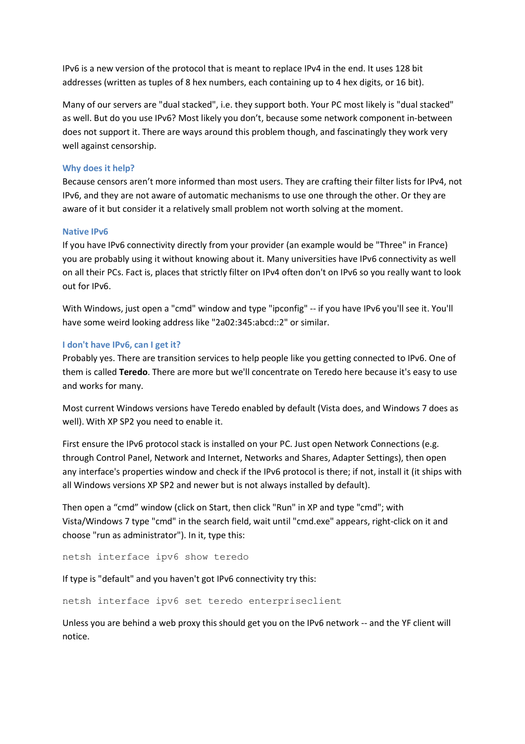IPv6 is a new version of the protocol that is meant to replace IPv4 in the end. It uses 128 bit addresses (written as tuples of 8 hex numbers, each containing up to 4 hex digits, or 16 bit).

Many of our servers are "dual stacked", i.e. they support both. Your PC most likely is "dual stacked" as well. But do you use IPv6? Most likely you don't, because some network component in-between does not support it. There are ways around this problem though, and fascinatingly they work very well against censorship.

### Why does it help?

Because censors aren't more informed than most users. They are crafting their filter lists for IPv4, not IPv6, and they are not aware of automatic mechanisms to use one through the other. Or they are aware of it but consider it a relatively small problem not worth solving at the moment.

### Native IPv6

If you have IPv6 connectivity directly from your provider (an example would be "Three" in France) you are probably using it without knowing about it. Many universities have IPv6 connectivity as well on all their PCs. Fact is, places that strictly filter on IPv4 often don't on IPv6 so you really want to look out for IPv6.

With Windows, just open a "cmd" window and type "ipconfig" -- if you have IPv6 you'll see it. You'll have some weird looking address like "2a02:345:abcd::2" or similar.

### I don't have IPv6, can I get it?

Probably yes. There are transition services to help people like you getting connected to IPv6. One of them is called **Teredo**. There are more but we'll concentrate on Teredo here because it's easy to use and works for many.

Most current Windows versions have Teredo enabled by default (Vista does, and Windows 7 does as well). With XP SP2 you need to enable it.

First ensure the IPv6 protocol stack is installed on your PC. Just open Network Connections (e.g. through Control Panel, Network and Internet, Networks and Shares, Adapter Settings), then open any interface's properties window and check if the IPv6 protocol is there; if not, install it (it ships with all Windows versions XP SP2 and newer but is not always installed by default).

Then open a "cmd" window (click on Start, then click "Run" in XP and type "cmd"; with Vista/Windows 7 type "cmd" in the search field, wait until "cmd.exe" appears, right-click on it and choose "run as administrator"). In it, type this:

```
netsh interface ipv6 show teredo
```

If type is "default" and you haven't got IPv6 connectivity try this:

```
netsh interface ipv6 set teredo enterpriseclient
```

Unless you are behind a web proxy this should get you on the IPv6 network -- and the YF client will notice.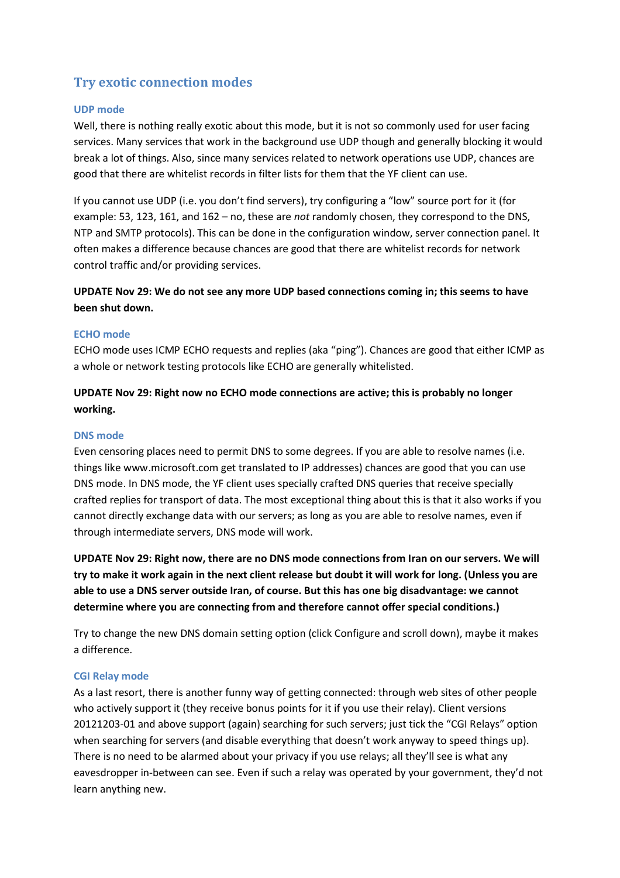## Try exotic connection modes

### UDP mode

Well, there is nothing really exotic about this mode, but it is not so commonly used for user facing services. Many services that work in the background use UDP though and generally blocking it would break a lot of things. Also, since many services related to network operations use UDP, chances are good that there are whitelist records in filter lists for them that the YF client can use.

If you cannot use UDP (i.e. you don't find servers), try configuring a "low" source port for it (for example: 53, 123, 161, and 162 – no, these are *not* randomly chosen, they correspond to the DNS, NTP and SMTP protocols). This can be done in the configuration window, server connection panel. It often makes a difference because chances are good that there are whitelist records for network control traffic and/or providing services.

**UPDATE Nov 29: We do not see any more UDP based connections coming in; this seems to have been shut down.**

### ECHO mode

ECHO mode uses ICMP ECHO requests and replies (aka "ping"). Chances are good that either ICMP as a whole or network testing protocols like ECHO are generally whitelisted.

**UPDATE Nov 29: Right now no ECHO mode connections are active; this is probably no longer working.**

### DNS mode

Even censoring places need to permit DNS to some degrees. If you are able to resolve names (i.e. things like www.microsoft.com get translated to IP addresses) chances are good that you can use DNS mode. In DNS mode, the YF client uses specially crafted DNS queries that receive specially crafted replies for transport of data. The most exceptional thing about this is that it also works if you cannot directly exchange data with our servers; as long as you are able to resolve names, even if through intermediate servers, DNS mode will work.

**UPDATE Nov 29: Right now, there are no DNS mode connections from Iran on our servers. We will try to make it work again in the next client release but doubt it will work for long. (Unless you are able to use a DNS server outside Iran, of course. But this has one big disadvantage: we cannot determine where you are connecting from and therefore cannot offer special conditions.)**

Try to change the new DNS domain setting option (click Configure and scroll down), maybe it makes a difference.

### CGI Relay mode

As a last resort, there is another funny way of getting connected: through web sites of other people who actively support it (they receive bonus points for it if you use their relay). Client versions 20121203-01 and above support (again) searching for such servers; just tick the "CGI Relays" option when searching for servers (and disable everything that doesn't work anyway to speed things up). There is no need to be alarmed about your privacy if you use relays; all they'll see is what any eavesdropper in-between can see. Even if such a relay was operated by your government, they'd not learn anything new.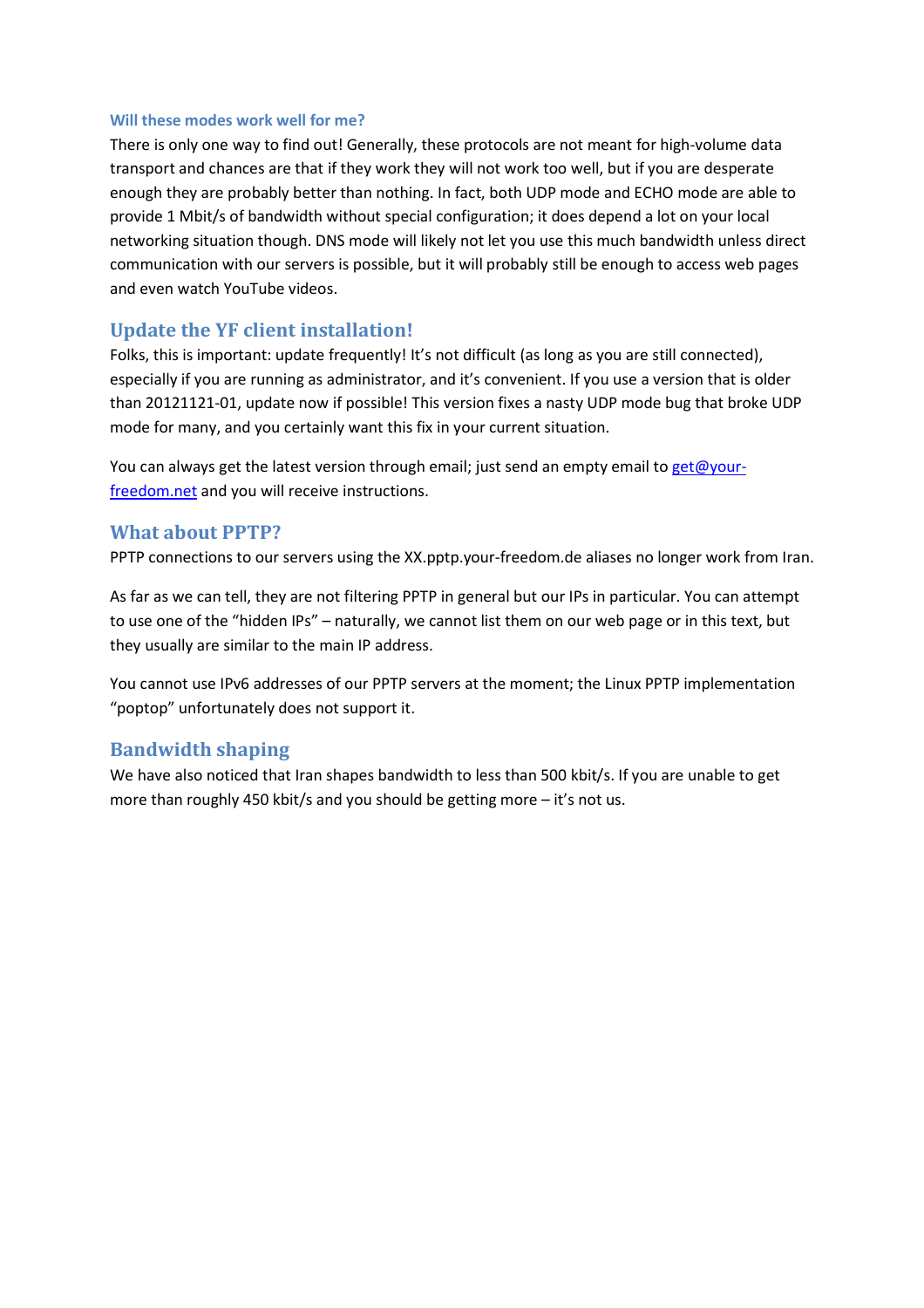### Will these modes work well for me?

There is only one way to find out! Generally, these protocols are not meant for high-volume data transport and chances are that if they work they will not work too well, but if you are desperate enough they are probably better than nothing. In fact, both UDP mode and ECHO mode are able to provide 1 Mbit/s of bandwidth without special configuration; it does depend a lot on your local networking situation though. DNS mode will likely not let you use this much bandwidth unless direct communication with our servers is possible, but it will probably still be enough to access web pages and even watch YouTube videos.

## Update the YF client installation!

Folks, this is important: update frequently! It's not difficult (as long as you are still connected), especially if you are running as administrator, and it's convenient. If you use a version that is older than 20121121-01, update now if possible! This version fixes a nasty UDP mode bug that broke UDP mode for many, and you certainly want this fix in your current situation.

You can always get the latest version through email; just send an empty email to [get@your-freedom.net](mailto:get@your-freedom.net) and you will receive instructions.

## What about PPTP?

PPTP connections to our servers using the XX.pptp.your-freedom.de aliases no longer work from Iran.

As far as we can tell, they are not filtering PPTP in general but our IPs in particular. You can attempt to use one of the "hidden IPs" – naturally, we cannot list them on our web page or in this text, but they usually are similar to the main IP address.

You cannot use IPv6 addresses of our PPTP servers at the moment; the Linux PPTP implementation "poptop" unfortunately does not support it.

## Bandwidth shaping

We have also noticed that Iran shapes bandwidth to less than 500 kbit/s. If you are unable to get more than roughly 450 kbit/s and you should be getting more – it's not us.